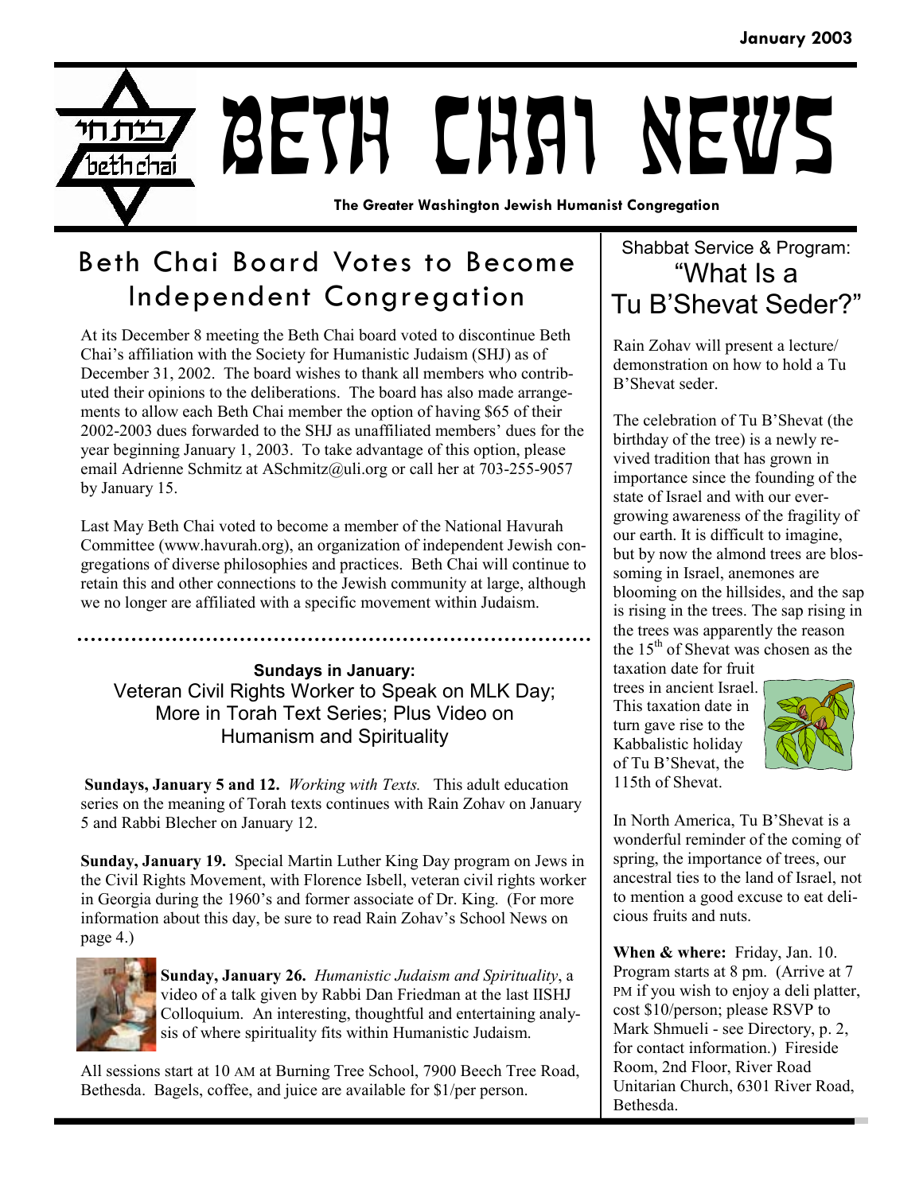January 2003

# BETH CHAI NEWS

**The Greater Washington Jewish Humanist Congregation**

## Beth Chai Board Votes to Become Independent Congregation

At its December 8 meeting the Beth Chai board voted to discontinue Beth Chai's affiliation with the Society for Humanistic Judaism (SHJ) as of December 31, 2002. The board wishes to thank all members who contributed their opinions to the deliberations. The board has also made arrangements to allow each Beth Chai member the option of having $65 of their 2002-2003 dues forwarded to the SHJ as unaffiliated members' dues for the year beginning January 1, 2003. To take advantage of this option, please email Adrienne Schmitz at ASchmitz@uli.org or call her at 703-255-9057 by January 15.

Last May Beth Chai voted to become a member of the National Havurah Committee (www.havurah.org), an organization of independent Jewish congregations of diverse philosophies and practices. Beth Chai will continue to retain this and other connections to the Jewish community at large, although we no longer are affiliated with a specific movement within Judaism.

### Sundays in January:
### Veteran Civil Rights Worker to Speak on MLK Day; More in Torah Text Series; Plus Video on Humanism and Spirituality

**Sundays, January 5 and 12.** *Working with Texts.* This adult education series on the meaning of Torah texts continues with Rain Zohav on January 5 and Rabbi Blecher on January 12.

**Sunday, January 19.** Special Martin Luther King Day program on Jews in the Civil Rights Movement, with Florence Isbell, veteran civil rights worker in Georgia during the 1960's and former associate of Dr. King. (For more information about this day, be sure to read Rain Zohav's School News on page 4.)

**Sunday, January 26.** *Humanistic Judaism and Spirituality*, a video of a talk given by Rabbi Dan Friedman at the last IISHJ Colloquium. An interesting, thoughtful and entertaining analysis of where spirituality fits within Humanistic Judaism.

All sessions start at 10 AM at Burning Tree School, 7900 Beech Tree Road, Bethesda. Bagels, coffee, and juice are available for $1/per person.

## Shabbat Service & Program: "What Is a Tu B'Shevat Seder?"

Rain Zohav will present a lecture/demonstration on how to hold a Tu B'Shevat seder.

The celebration of Tu B'Shevat (the birthday of the tree) is a newly revived tradition that has grown in importance since the founding of the state of Israel and with our ever-growing awareness of the fragility of our earth. It is difficult to imagine, but by now the almond trees are blossoming in Israel, anemones are blooming on the hillsides, and the sap is rising in the trees. The sap rising in the trees was apparently the reason the 15th of Shevat was chosen as the taxation date for fruit trees in ancient Israel. This taxation date in turn gave rise to the Kabbalistic holiday of Tu B'Shevat, the 115th of Shevat.

In North America, Tu B'Shevat is a wonderful reminder of the coming of spring, the importance of trees, our ancestral ties to the land of Israel, not to mention a good excuse to eat delicious fruits and nuts.

**When & where:** Friday, Jan. 10. Program starts at 8 pm. (Arrive at 7 PM if you wish to enjoy a deli platter, cost $10/person; please RSVP to Mark Shmueli - see Directory, p. 2, for contact information.) Fireside Room, 2nd Floor, River Road Unitarian Church, 6301 River Road, Bethesda.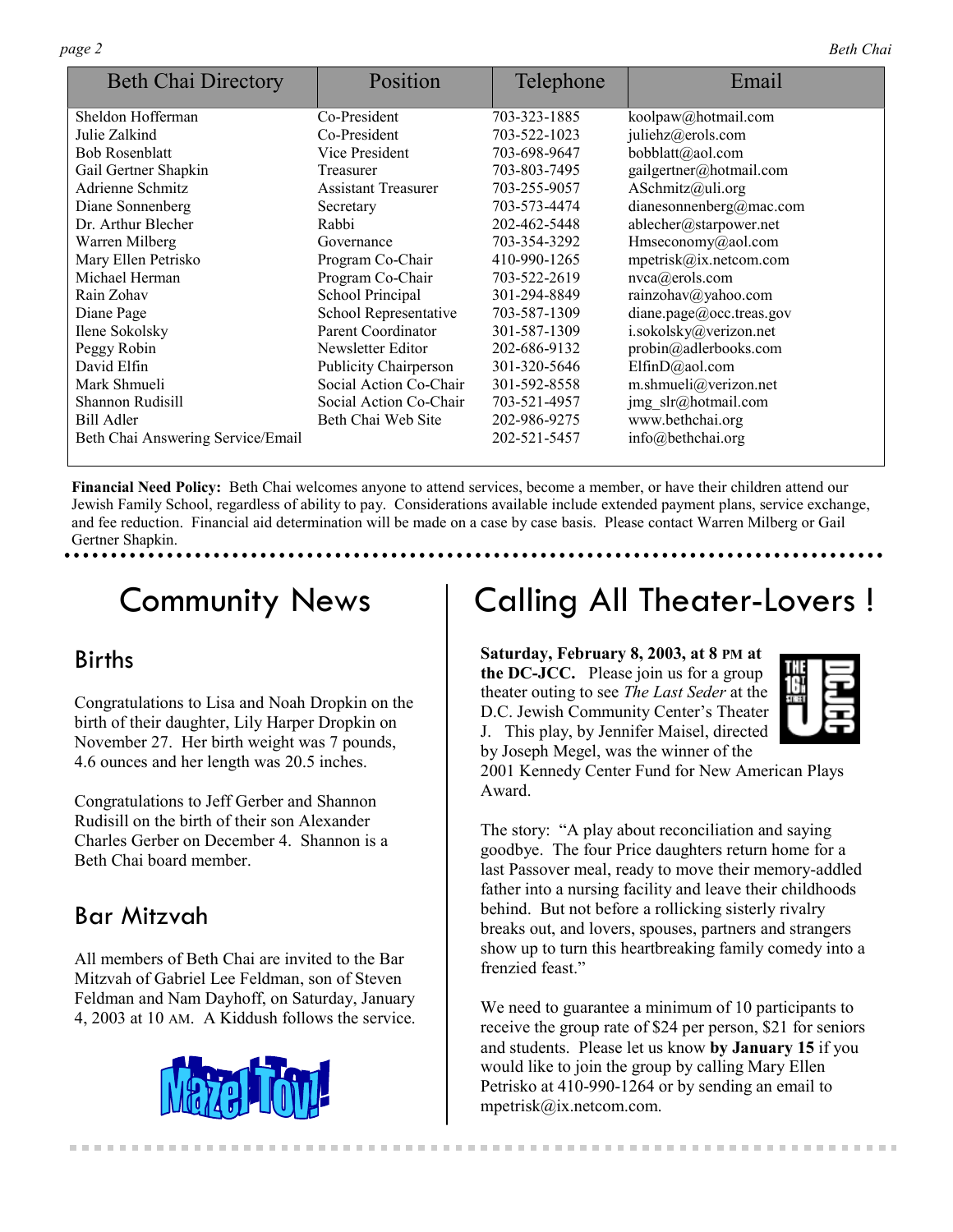| Beth Chai Directory | Position | Telephone | Email |
|---|---|---|---|
| Sheldon Hofferman | Co-President | 703-323-1885 | koolpaw@hotmail.com |
| Julie Zalkind | Co-President | 703-522-1023 | juliehz@erols.com |
| Bob Rosenblatt | Vice President | 703-698-9647 | bobblatt@aol.com |
| Gail Gertner Shapkin | Treasurer | 703-803-7495 | gailgertner@hotmail.com |
| Adrienne Schmitz | Assistant Treasurer | 703-255-9057 | ASchmitz@uli.org |
| Diane Sonnenberg | Secretary | 703-573-4474 | dianesonnenberg@mac.com |
| Dr. Arthur Blecher | Rabbi | 202-462-5448 | ablecher@starpower.net |
| Warren Milberg | Governance | 703-354-3292 | Hmseconomy@aol.com |
| Mary Ellen Petrisko | Program Co-Chair | 410-990-1265 | mpetrisk@ix.netcom.com |
| Michael Herman | Program Co-Chair | 703-522-2619 | nvca@erols.com |
| Rain Zohav | School Principal | 301-294-8849 | rainzohav@yahoo.com |
| Diane Page | School Representative | 703-587-1309 | diane.page@occ.treas.gov |
| Ilene Sokolsky | Parent Coordinator | 301-587-1309 | i.sokolsky@verizon.net |
| Peggy Robin | Newsletter Editor | 202-686-9132 | probin@adlerbooks.com |
| David Elfin | Publicity Chairperson | 301-320-5646 | ElfinD@aol.com |
| Mark Shmueli | Social Action Co-Chair | 301-592-8558 | m.shmueli@verizon.net |
| Shannon Rudisill | Social Action Co-Chair | 703-521-4957 | jmg_slr@hotmail.com |
| Bill Adler | Beth Chai Web Site | 202-986-9275 | www.bethchai.org |
| Beth Chai Answering Service/Email | | 202-521-5457 | info@bethchai.org |

**Financial Need Policy:** Beth Chai welcomes anyone to attend services, become a member, or have their children attend our Jewish Family School, regardless of ability to pay. Considerations available include extended payment plans, service exchange, and fee reduction. Financial aid determination will be made on a case by case basis. Please contact Warren Milberg or Gail Gertner Shapkin.

# Community News

## Births

Congratulations to Lisa and Noah Dropkin on the birth of their daughter, Lily Harper Dropkin on November 27. Her birth weight was 7 pounds, 4.6 ounces and her length was 20.5 inches.

Congratulations to Jeff Gerber and Shannon Rudisill on the birth of their son Alexander Charles Gerber on December 4. Shannon is a Beth Chai board member.

## Bar Mitzvah

All members of Beth Chai are invited to the Bar Mitzvah of Gabriel Lee Feldman, son of Steven Feldman and Nam Dayhoff, on Saturday, January 4, 2003 at 10 AM. A Kiddush follows the service.

Mazel Tov!

# Calling All Theater-Lovers !

**Saturday, February 8, 2003, at 8 PM at the DC-JCC.** Please join us for a group theater outing to see *The Last Seder* at the D.C. Jewish Community Center's Theater J. This play, by Jennifer Maisel, directed by Joseph Megel, was the winner of the 2001 Kennedy Center Fund for New American Plays Award.

The story: "A play about reconciliation and saying goodbye. The four Price daughters return home for a last Passover meal, ready to move their memory-addled father into a nursing facility and leave their childhoods behind. But not before a rollicking sisterly rivalry breaks out, and lovers, spouses, partners and strangers show up to turn this heartbreaking family comedy into a frenzied feast."

We need to guarantee a minimum of 10 participants to receive the group rate of $24 per person, $21 for seniors and students. Please let us know **by January 15** if you would like to join the group by calling Mary Ellen Petrisko at 410-990-1264 or by sending an email to mpetrisk@ix.netcom.com.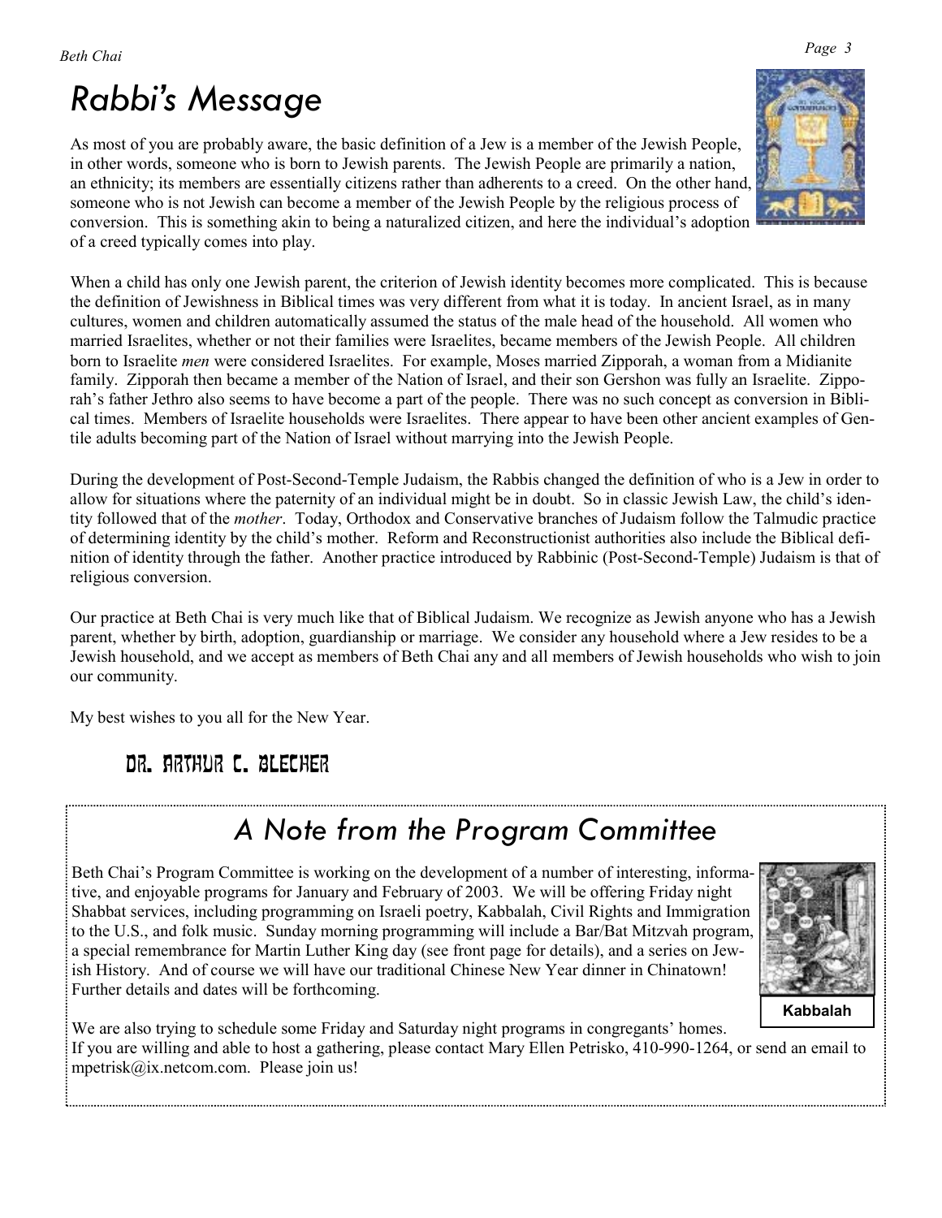# Rabbi's Message

As most of you are probably aware, the basic definition of a Jew is a member of the Jewish People, in other words, someone who is born to Jewish parents. The Jewish People are primarily a nation, an ethnicity; its members are essentially citizens rather than adherents to a creed. On the other hand, someone who is not Jewish can become a member of the Jewish People by the religious process of conversion. This is something akin to being a naturalized citizen, and here the individual's adoption of a creed typically comes into play.

When a child has only one Jewish parent, the criterion of Jewish identity becomes more complicated. This is because the definition of Jewishness in Biblical times was very different from what it is today. In ancient Israel, as in many cultures, women and children automatically assumed the status of the male head of the household. All women who married Israelites, whether or not their families were Israelites, became members of the Jewish People. All children born to Israelite *men* were considered Israelites. For example, Moses married Zipporah, a woman from a Midianite family. Zipporah then became a member of the Nation of Israel, and their son Gershon was fully an Israelite. Zipporah's father Jethro also seems to have become a part of the people. There was no such concept as conversion in Biblical times. Members of Israelite households were Israelites. There appear to have been other ancient examples of Gentile adults becoming part of the Nation of Israel without marrying into the Jewish People.

During the development of Post-Second-Temple Judaism, the Rabbis changed the definition of who is a Jew in order to allow for situations where the paternity of an individual might be in doubt. So in classic Jewish Law, the child's identity followed that of the *mother*. Today, Orthodox and Conservative branches of Judaism follow the Talmudic practice of determining identity by the child's mother. Reform and Reconstructionist authorities also include the Biblical definition of identity through the father. Another practice introduced by Rabbinic (Post-Second-Temple) Judaism is that of religious conversion.

Our practice at Beth Chai is very much like that of Biblical Judaism. We recognize as Jewish anyone who has a Jewish parent, whether by birth, adoption, guardianship or marriage. We consider any household where a Jew resides to be a Jewish household, and we accept as members of Beth Chai any and all members of Jewish households who wish to join our community.

My best wishes to you all for the New Year.

**Dr. Arthur C. Blecher**

## A Note from the Program Committee

Beth Chai's Program Committee is working on the development of a number of interesting, informative, and enjoyable programs for January and February of 2003. We will be offering Friday night Shabbat services, including programming on Israeli poetry, Kabbalah, Civil Rights and Immigration to the U.S., and folk music. Sunday morning programming will include a Bar/Bat Mitzvah program, a special remembrance for Martin Luther King day (see front page for details), and a series on Jewish History. And of course we will have our traditional Chinese New Year dinner in Chinatown! Further details and dates will be forthcoming.

Kabbalah

We are also trying to schedule some Friday and Saturday night programs in congregants' homes. If you are willing and able to host a gathering, please contact Mary Ellen Petrisko, 410-990-1264, or send an email to mpetrisk@ix.netcom.com. Please join us!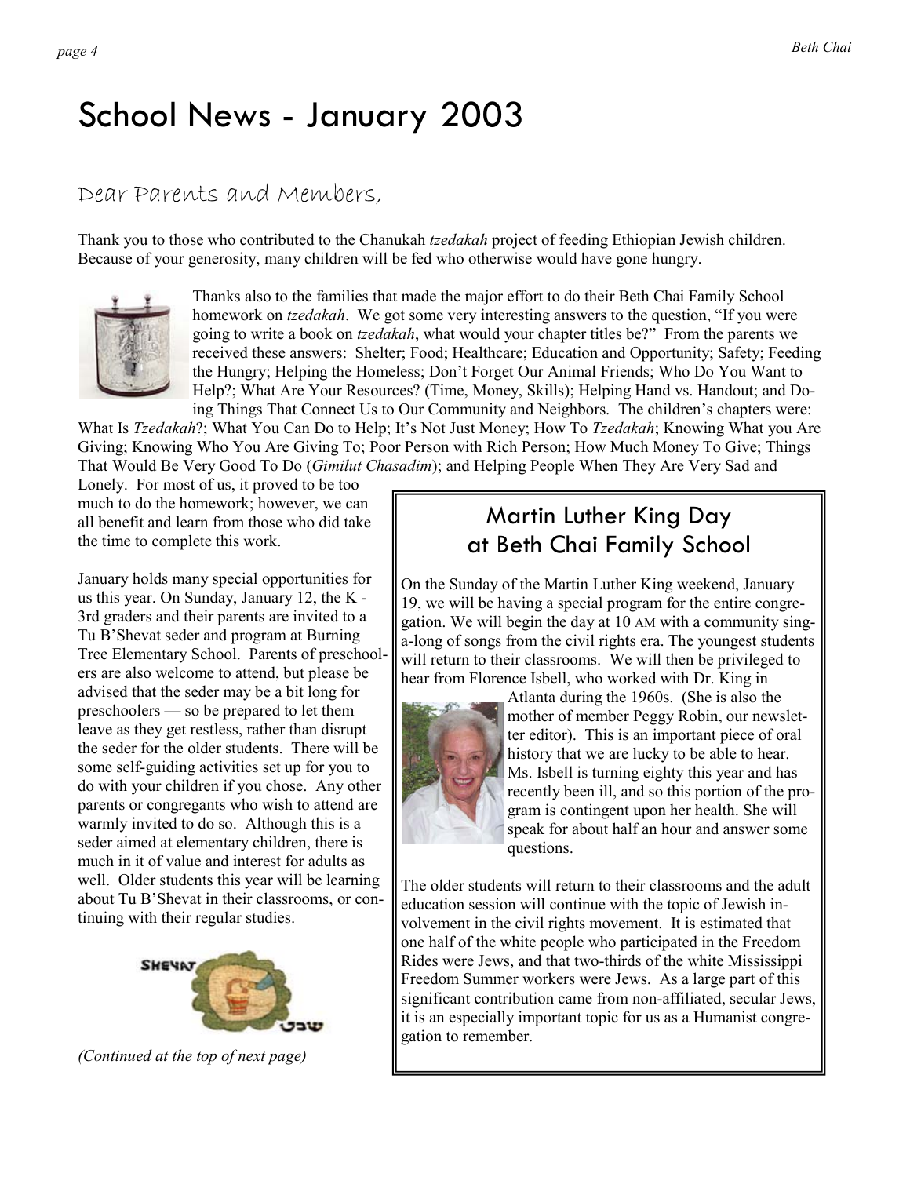# School News - January 2003

## Dear Parents and Members,

Thank you to those who contributed to the Chanukah *tzedakah* project of feeding Ethiopian Jewish children. Because of your generosity, many children will be fed who otherwise would have gone hungry.

Thanks also to the families that made the major effort to do their Beth Chai Family School homework on *tzedakah*. We got some very interesting answers to the question, "If you were going to write a book on *tzedakah*, what would your chapter titles be?" From the parents we received these answers: Shelter; Food; Healthcare; Education and Opportunity; Safety; Feeding the Hungry; Helping the Homeless; Don't Forget Our Animal Friends; Who Do You Want to Help?; What Are Your Resources? (Time, Money, Skills); Helping Hand vs. Handout; and Doing Things That Connect Us to Our Community and Neighbors. The children's chapters were: What Is *Tzedakah*?; What You Can Do to Help; It's Not Just Money; How To *Tzedakah*; Knowing What you Are Giving; Knowing Who You Are Giving To; Poor Person with Rich Person; How Much Money To Give; Things That Would Be Very Good To Do (*Gimilut Chasadim*); and Helping People When They Are Very Sad and Lonely. For most of us, it proved to be too much to do the homework; however, we can all benefit and learn from those who did take the time to complete this work.

January holds many special opportunities for us this year. On Sunday, January 12, the K - 3rd graders and their parents are invited to a Tu B'Shevat seder and program at Burning Tree Elementary School. Parents of preschoolers are also welcome to attend, but please be advised that the seder may be a bit long for preschoolers — so be prepared to let them leave as they get restless, rather than disrupt the seder for the older students. There will be some self-guiding activities set up for you to do with your children if you chose. Any other parents or congregants who wish to attend are warmly invited to do so. Although this is a seder aimed at elementary children, there is much in it of value and interest for adults as well. Older students this year will be learning about Tu B'Shevat in their classrooms, or continuing with their regular studies.

*(Continued at the top of next page)*

## Martin Luther King Day at Beth Chai Family School

On the Sunday of the Martin Luther King weekend, January 19, we will be having a special program for the entire congregation. We will begin the day at 10 AM with a community sing-a-long of songs from the civil rights era. The youngest students will return to their classrooms. We will then be privileged to hear from Florence Isbell, who worked with Dr. King in Atlanta during the 1960s. (She is also the mother of member Peggy Robin, our newsletter editor). This is an important piece of oral history that we are lucky to be able to hear. Ms. Isbell is turning eighty this year and has recently been ill, and so this portion of the program is contingent upon her health. She will speak for about half an hour and answer some questions.

The older students will return to their classrooms and the adult education session will continue with the topic of Jewish involvement in the civil rights movement. It is estimated that one half of the white people who participated in the Freedom Rides were Jews, and that two-thirds of the white Mississippi Freedom Summer workers were Jews. As a large part of this significant contribution came from non-affiliated, secular Jews, it is an especially important topic for us as a Humanist congregation to remember.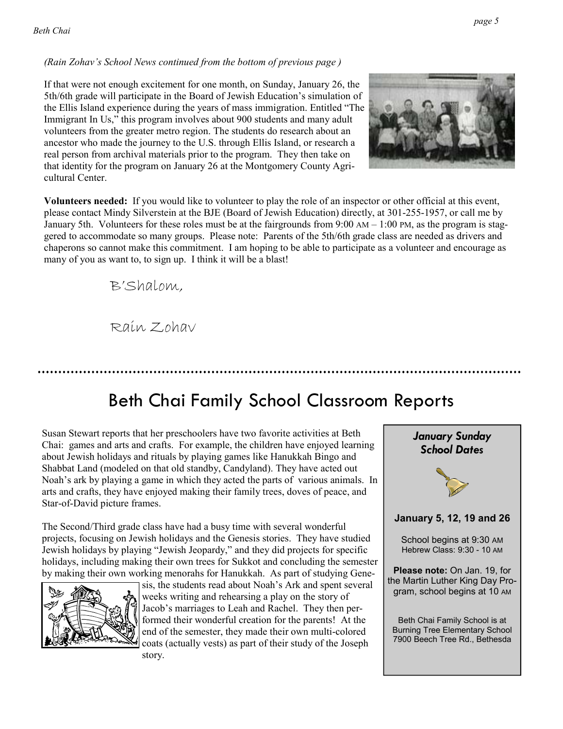*(Rain Zohav's School News continued from the bottom of previous page )*

If that were not enough excitement for one month, on Sunday, January 26, the 5th/6th grade will participate in the Board of Jewish Education's simulation of the Ellis Island experience during the years of mass immigration. Entitled "The Immigrant In Us," this program involves about 900 students and many adult volunteers from the greater metro region. The students do research about an ancestor who made the journey to the U.S. through Ellis Island, or research a real person from archival materials prior to the program. They then take on that identity for the program on January 26 at the Montgomery County Agricultural Center.

**Volunteers needed:** If you would like to volunteer to play the role of an inspector or other official at this event, please contact Mindy Silverstein at the BJE (Board of Jewish Education) directly, at 301-255-1957, or call me by January 5th. Volunteers for these roles must be at the fairgrounds from 9:00 AM – 1:00 PM, as the program is staggered to accommodate so many groups. Please note: Parents of the 5th/6th grade class are needed as drivers and chaperons so cannot make this commitment. I am hoping to be able to participate as a volunteer and encourage as many of you as want to, to sign up. I think it will be a blast!

B'Shalom,

Rain Zohav

# Beth Chai Family School Classroom Reports

Susan Stewart reports that her preschoolers have two favorite activities at Beth Chai: games and arts and crafts. For example, the children have enjoyed learning about Jewish holidays and rituals by playing games like Hanukkah Bingo and Shabbat Land (modeled on that old standby, Candyland). They have acted out Noah's ark by playing a game in which they acted the parts of various animals. In arts and crafts, they have enjoyed making their family trees, doves of peace, and Star-of-David picture frames.

The Second/Third grade class have had a busy time with several wonderful projects, focusing on Jewish holidays and the Genesis stories. They have studied Jewish holidays by playing "Jewish Jeopardy," and they did projects for specific holidays, including making their own trees for Sukkot and concluding the semester by making their own working menorahs for Hanukkah. As part of studying Genesis, the students read about Noah's Ark and spent several weeks writing and rehearsing a play on the story of Jacob's marriages to Leah and Rachel. They then performed their wonderful creation for the parents! At the end of the semester, they made their own multi-colored coats (actually vests) as part of their study of the Joseph story.

***January Sunday School Dates***

**January 5, 12, 19 and 26**

School begins at 9:30 AM
Hebrew Class: 9:30 - 10 AM

**Please note:** On Jan. 19, for the Martin Luther King Day Program, school begins at 10 AM

Beth Chai Family School is at Burning Tree Elementary School 7900 Beech Tree Rd., Bethesda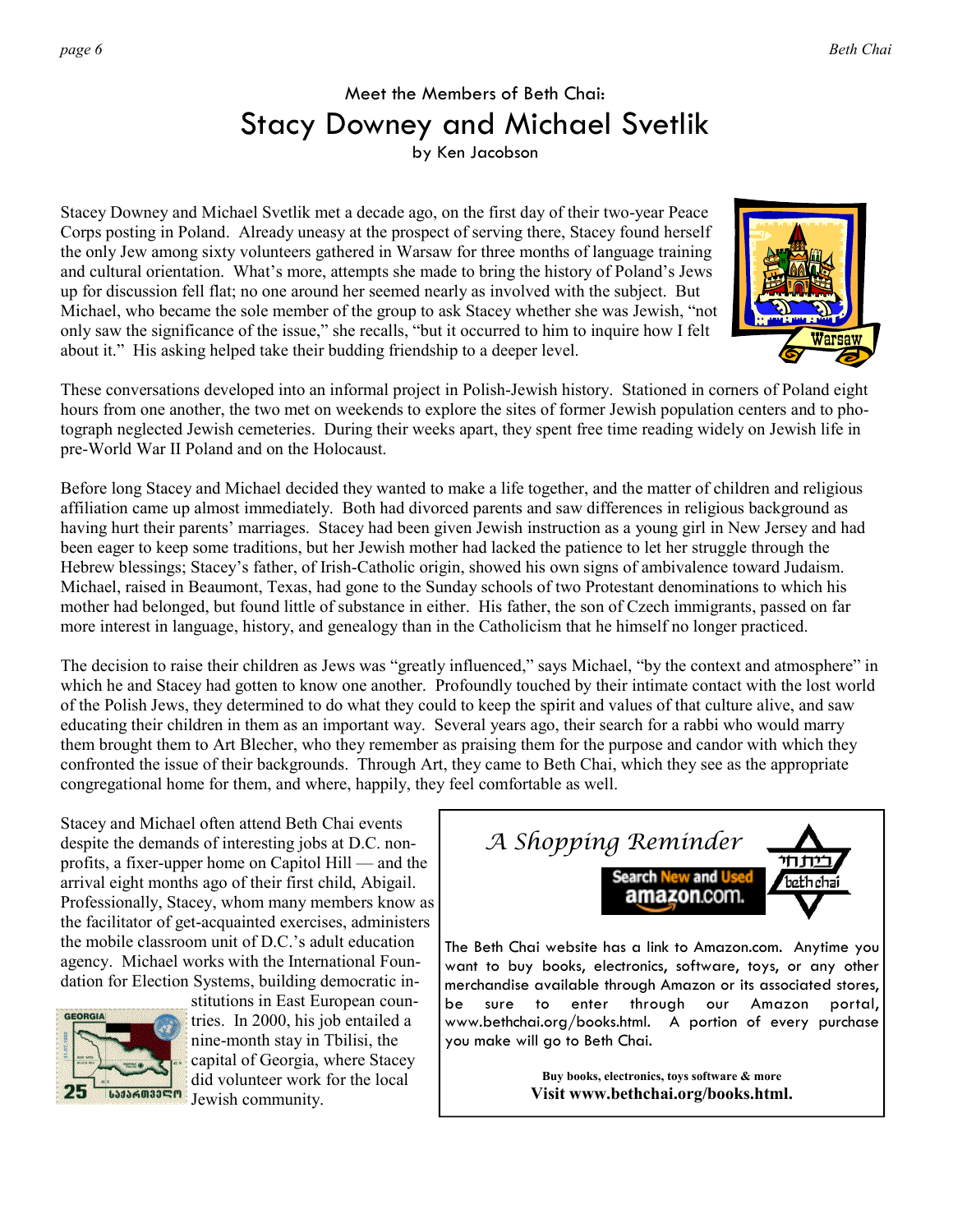Meet the Members of Beth Chai:

# Stacy Downey and Michael Svetlik

by Ken Jacobson

Stacey Downey and Michael Svetlik met a decade ago, on the first day of their two-year Peace Corps posting in Poland. Already uneasy at the prospect of serving there, Stacey found herself the only Jew among sixty volunteers gathered in Warsaw for three months of language training and cultural orientation. What's more, attempts she made to bring the history of Poland's Jews up for discussion fell flat; no one around her seemed nearly as involved with the subject. But Michael, who became the sole member of the group to ask Stacey whether she was Jewish, "not only saw the significance of the issue," she recalls, "but it occurred to him to inquire how I felt about it." His asking helped take their budding friendship to a deeper level.

These conversations developed into an informal project in Polish-Jewish history. Stationed in corners of Poland eight hours from one another, the two met on weekends to explore the sites of former Jewish population centers and to photograph neglected Jewish cemeteries. During their weeks apart, they spent free time reading widely on Jewish life in pre-World War II Poland and on the Holocaust.

Before long Stacey and Michael decided they wanted to make a life together, and the matter of children and religious affiliation came up almost immediately. Both had divorced parents and saw differences in religious background as having hurt their parents' marriages. Stacey had been given Jewish instruction as a young girl in New Jersey and had been eager to keep some traditions, but her Jewish mother had lacked the patience to let her struggle through the Hebrew blessings; Stacey's father, of Irish-Catholic origin, showed his own signs of ambivalence toward Judaism. Michael, raised in Beaumont, Texas, had gone to the Sunday schools of two Protestant denominations to which his mother had belonged, but found little of substance in either. His father, the son of Czech immigrants, passed on far more interest in language, history, and genealogy than in the Catholicism that he himself no longer practiced.

The decision to raise their children as Jews was "greatly influenced," says Michael, "by the context and atmosphere" in which he and Stacey had gotten to know one another. Profoundly touched by their intimate contact with the lost world of the Polish Jews, they determined to do what they could to keep the spirit and values of that culture alive, and saw educating their children in them as an important way. Several years ago, their search for a rabbi who would marry them brought them to Art Blecher, who they remember as praising them for the purpose and candor with which they confronted the issue of their backgrounds. Through Art, they came to Beth Chai, which they see as the appropriate congregational home for them, and where, happily, they feel comfortable as well.

Stacey and Michael often attend Beth Chai events despite the demands of interesting jobs at D.C. non-profits, a fixer-upper home on Capitol Hill — and the arrival eight months ago of their first child, Abigail. Professionally, Stacey, whom many members know as the facilitator of get-acquainted exercises, administers the mobile classroom unit of D.C.'s adult education agency. Michael works with the International Foundation for Election Systems, building democratic institutions in East European countries. In 2000, his job entailed a nine-month stay in Tbilisi, the capital of Georgia, where Stacey did volunteer work for the local Jewish community.

---

## *A Shopping Reminder*

The Beth Chai website has a link to Amazon.com. Anytime you want to buy books, electronics, software, toys, or any other merchandise available through Amazon or its associated stores, be sure to enter through our Amazon portal, www.bethchai.org/books.html. A portion of every purchase you make will go to Beth Chai.

**Buy books, electronics, toys software & more**

**Visit www.bethchai.org/books.html.**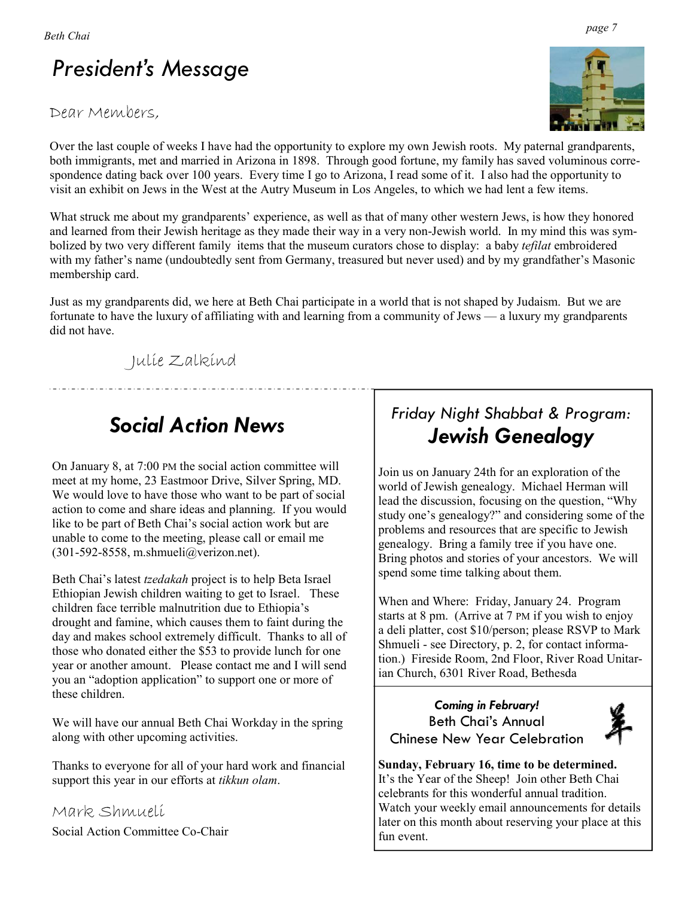# *President's Message*

Dear Members,

Over the last couple of weeks I have had the opportunity to explore my own Jewish roots. My paternal grandparents, both immigrants, met and married in Arizona in 1898. Through good fortune, my family has saved voluminous correspondence dating back over 100 years. Every time I go to Arizona, I read some of it. I also had the opportunity to visit an exhibit on Jews in the West at the Autry Museum in Los Angeles, to which we had lent a few items.

What struck me about my grandparents' experience, as well as that of many other western Jews, is how they honored and learned from their Jewish heritage as they made their way in a very non-Jewish world. In my mind this was symbolized by two very different family items that the museum curators chose to display: a baby *tefilat* embroidered with my father's name (undoubtedly sent from Germany, treasured but never used) and by my grandfather's Masonic membership card.

Just as my grandparents did, we here at Beth Chai participate in a world that is not shaped by Judaism. But we are fortunate to have the luxury of affiliating with and learning from a community of Jews — a luxury my grandparents did not have.

Julie Zalkind

## *Social Action News*

On January 8, at 7:00 PM the social action committee will meet at my home, 23 Eastmoor Drive, Silver Spring, MD. We would love to have those who want to be part of social action to come and share ideas and planning. If you would like to be part of Beth Chai's social action work but are unable to come to the meeting, please call or email me (301-592-8558, m.shmueli@verizon.net).

Beth Chai's latest *tzedakah* project is to help Beta Israel Ethiopian Jewish children waiting to get to Israel. These children face terrible malnutrition due to Ethiopia's drought and famine, which causes them to faint during the day and makes school extremely difficult. Thanks to all of those who donated either the $53 to provide lunch for one year or another amount. Please contact me and I will send you an "adoption application" to support one or more of these children.

We will have our annual Beth Chai Workday in the spring along with other upcoming activities.

Thanks to everyone for all of your hard work and financial support this year in our efforts at *tikkun olam*.

Mark Shmueli
Social Action Committee Co-Chair

## *Friday Night Shabbat & Program:* ***Jewish Genealogy***

Join us on January 24th for an exploration of the world of Jewish genealogy. Michael Herman will lead the discussion, focusing on the question, "Why study one's genealogy?" and considering some of the problems and resources that are specific to Jewish genealogy. Bring a family tree if you have one. Bring photos and stories of your ancestors. We will spend some time talking about them.

When and Where: Friday, January 24. Program starts at 8 pm. (Arrive at 7 PM if you wish to enjoy a deli platter, cost $10/person; please RSVP to Mark Shmueli - see Directory, p. 2, for contact information.) Fireside Room, 2nd Floor, River Road Unitarian Church, 6301 River Road, Bethesda

***Coming in February!***
Beth Chai's Annual
Chinese New Year Celebration

**Sunday, February 16, time to be determined.** It's the Year of the Sheep! Join other Beth Chai celebrants for this wonderful annual tradition. Watch your weekly email announcements for details later on this month about reserving your place at this fun event.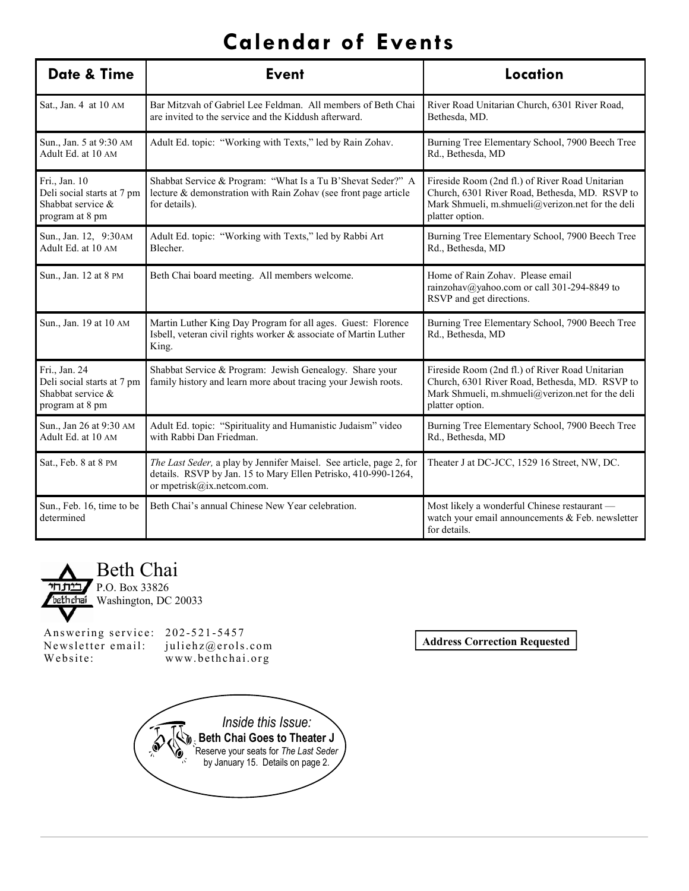# Calendar of Events

| Date & Time | Event | Location |
|---|---|---|
| Sat., Jan. 4 at 10 AM | Bar Mitzvah of Gabriel Lee Feldman. All members of Beth Chai are invited to the service and the Kiddush afterward. | River Road Unitarian Church, 6301 River Road, Bethesda, MD. |
| Sun., Jan. 5 at 9:30 AM<br>Adult Ed. at 10 AM | Adult Ed. topic: "Working with Texts," led by Rain Zohav. | Burning Tree Elementary School, 7900 Beech Tree Rd., Bethesda, MD |
| Fri., Jan. 10<br>Deli social starts at 7 pm<br>Shabbat service & program at 8 pm | Shabbat Service & Program: "What Is a Tu B'Shevat Seder?" A lecture & demonstration with Rain Zohav (see front page article for details). | Fireside Room (2nd fl.) of River Road Unitarian Church, 6301 River Road, Bethesda, MD. RSVP to Mark Shmueli, m.shmueli@verizon.net for the deli platter option. |
| Sun., Jan. 12, 9:30AM<br>Adult Ed. at 10 AM | Adult Ed. topic: "Working with Texts," led by Rabbi Art Blecher. | Burning Tree Elementary School, 7900 Beech Tree Rd., Bethesda, MD |
| Sun., Jan. 12 at 8 PM | Beth Chai board meeting. All members welcome. | Home of Rain Zohav. Please email rainzohav@yahoo.com or call 301-294-8849 to RSVP and get directions. |
| Sun., Jan. 19 at 10 AM | Martin Luther King Day Program for all ages. Guest: Florence Isbell, veteran civil rights worker & associate of Martin Luther King. | Burning Tree Elementary School, 7900 Beech Tree Rd., Bethesda, MD |
| Fri., Jan. 24<br>Deli social starts at 7 pm<br>Shabbat service & program at 8 pm | Shabbat Service & Program: Jewish Genealogy. Share your family history and learn more about tracing your Jewish roots. | Fireside Room (2nd fl.) of River Road Unitarian Church, 6301 River Road, Bethesda, MD. RSVP to Mark Shmueli, m.shmueli@verizon.net for the deli platter option. |
| Sun., Jan 26 at 9:30 AM<br>Adult Ed. at 10 AM | Adult Ed. topic: "Spirituality and Humanistic Judaism" video with Rabbi Dan Friedman. | Burning Tree Elementary School, 7900 Beech Tree Rd., Bethesda, MD |
| Sat., Feb. 8 at 8 PM | *The Last Seder,* a play by Jennifer Maisel. See article, page 2, for details. RSVP by Jan. 15 to Mary Ellen Petrisko, 410-990-1264, or mpetrisk@ix.netcom.com. | Theater J at DC-JCC, 1529 16 Street, NW, DC. |
| Sun., Feb. 16, time to be determined | Beth Chai's annual Chinese New Year celebration. | Most likely a wonderful Chinese restaurant — watch your email announcements & Feb. newsletter for details. |

Beth Chai
P.O. Box 33826
Washington, DC 20033

Answering service: 202-521-5457
Newsletter email: juliehz@erols.com
Website: www.bethchai.org

**Address Correction Requested**

*Inside this Issue:*
**Beth Chai Goes to Theater J**
Reserve your seats for *The Last Seder* by January 15. Details on page 2.